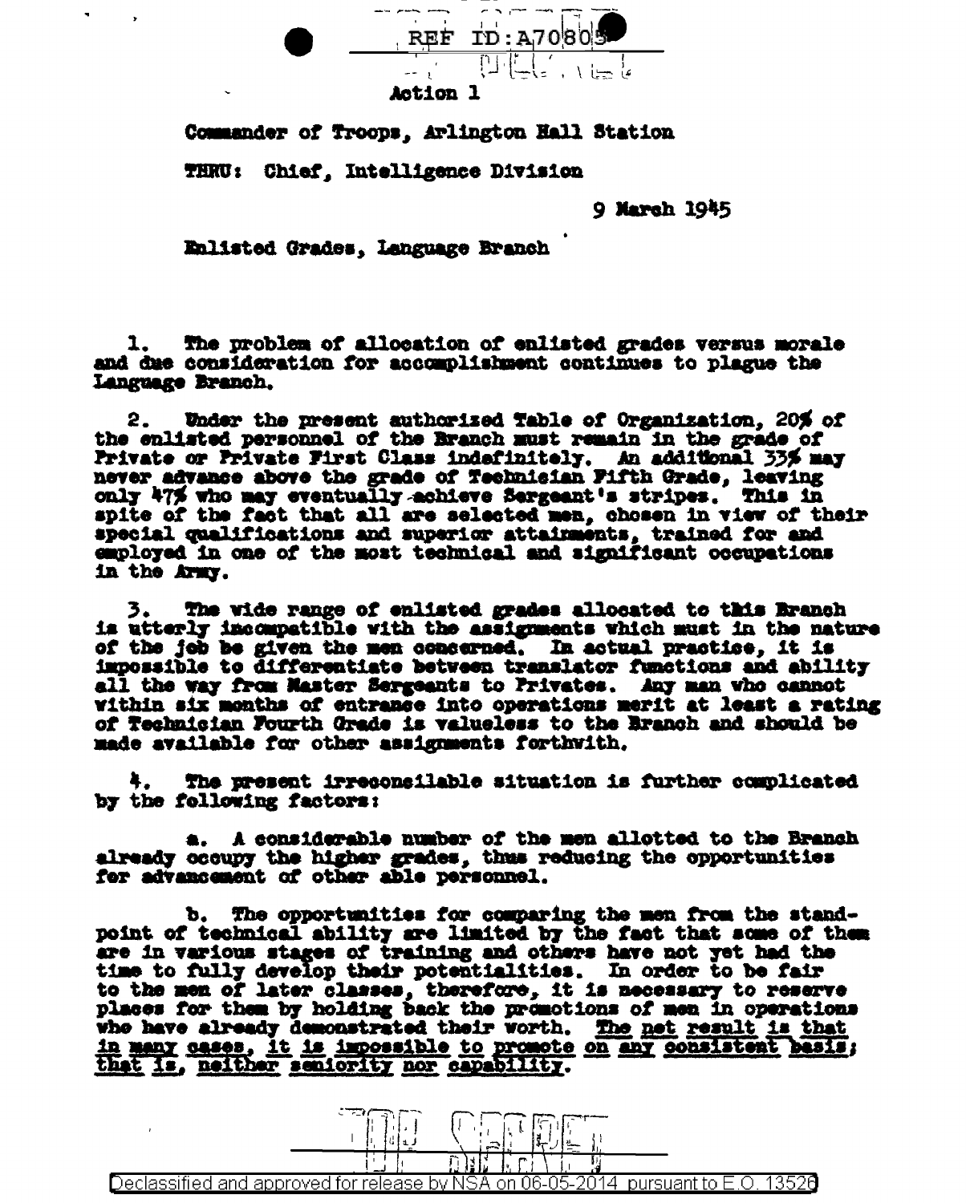REF ID:A70805

Action 1

Commander of Troops, Arlington Hall Station

THRU: Chief, Intelligence Division

9 March 1945

Enlisted Grades, Language Branch

1. The problem of allocation of enlisted grades versus morale and due consideration for accomplishment continues to plague the Language Branch.

2. Under the present authorized Table of Organization, 20% of the enlisted personnel of the Branch must remain in the grade of Private or Private First Class indefinitely. An additional 33% may never advance above the grade of Technician Fifth Grade, leaving only 47% who may eventually achieve Sergeant's stripes. This in spite of the fact that all are selected men, chosen in view of their special qualifications and superior attainments, trained for and employed in one of the most technical and significant occupations in the Army.

3. The wide range of enlisted grades allocated to this Branch is utterly incompatible with the assignments which must in the nature of the job be given the men concerned. In actual practice, it is impossible to differentiate between translator functions and ability all the way from Master Sergeants to Privates. Any man who cannot within six months of entrance into operations merit at least a rating of Technician Fourth Grade is valueless to the Branch and should be made available for other assignments forthwith.

4. The present irreconcilable situation is further complicated by the following factors:

a. A considerable number of the men allotted to the Branch already occupy the higher grades, thus reducing the opportunities for advancement of other able personnel.

b. The opportunities for comparing the men from the standpoint of technical ability are limited by the fact that some of them are in various stages of training and others have not yet had the time to fully develop their potentialities. In order to be fair to the men of later classes, therefore, it is necessary to reserve places for them by holding back the promotions of men in operations who have already demonstrated their worth. <u>The net result is that in many cases, it is impossible to promote on any consistent basis; that is, neither seniority nor capability.</u>

TOP SECRET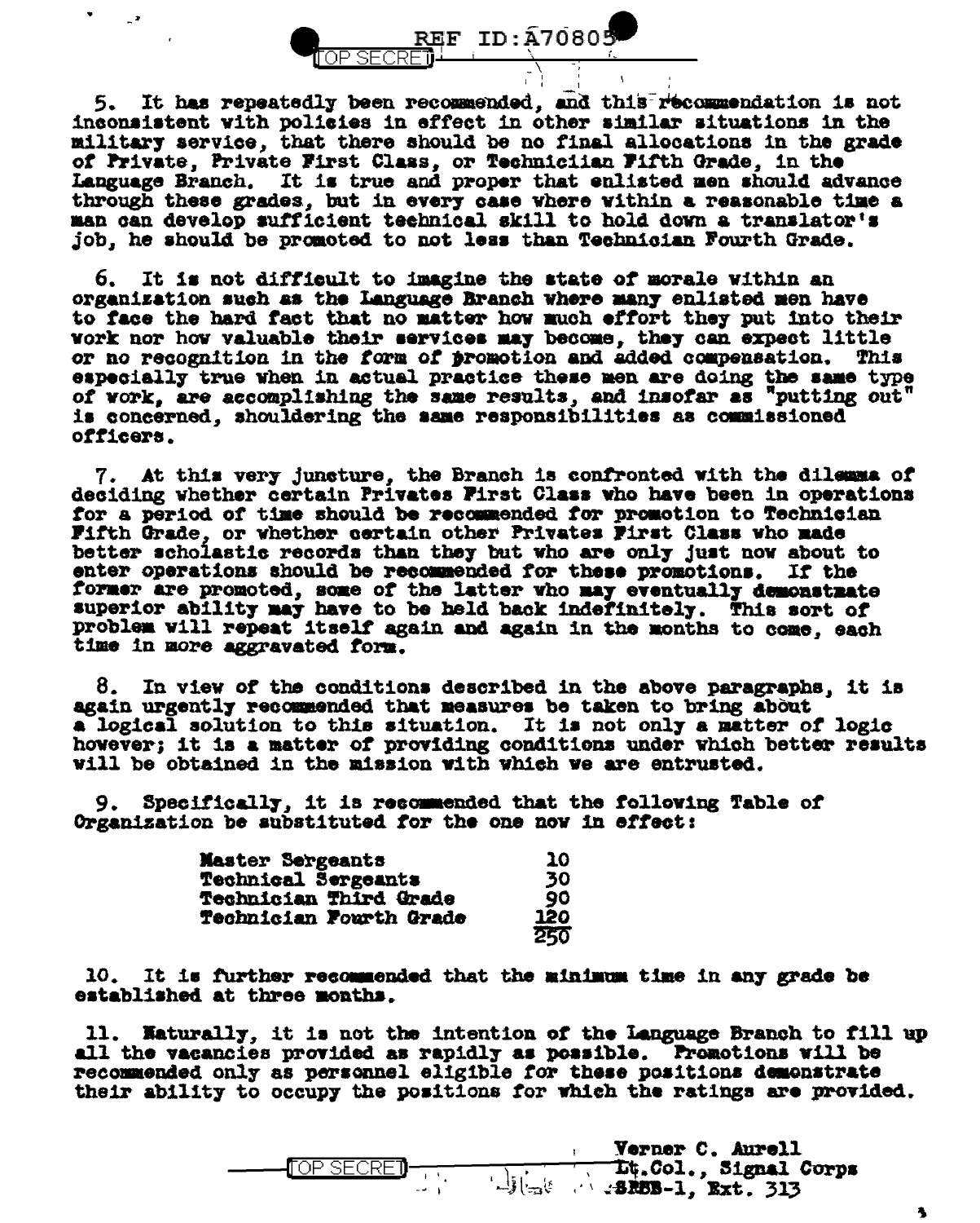5. It has repeatedly been recommended, and this recommendation is not inconsistent with policies in effect in other similar situations in the military service, that there should be no final allocations in the grade of Private, Private First Class, or Techniciian Fifth Grade, in the Language Branch. It is true and proper that enlisted men should advance through these grades, but in every case where within a reasonable time a man can develop sufficient technical skill to hold down a translator's job, he should be promoted to not less than Technician Fourth Grade.

6. It is not difficult to imagine the state of morale within an organization such as the Language Branch where many enlisted men have to face the hard fact that no matter how much effort they put into their work nor how valuable their services may become, they can expect little or no recognition in the form of promotion and added compensation. This especially true when in actual practice these men are doing the same type of work, are accomplishing the same results, and insofar as "putting out" is concerned, shouldering the same responsibilities as commissioned officers.

7. At this very juncture, the Branch is confronted with the dilemma of deciding whether certain Privates First Class who have been in operations for a period of time should be recommended for promotion to Technician Fifth Grade, or whether certain other Privates First Class who made better scholastic records than they but who are only just now about to enter operations should be recommended for these promotions. If the former are promoted, some of the latter who may eventually demonstrate superior ability may have to be held back indefinitely. This sort of problem will repeat itself again and again in the months to come, each time in more aggravated form.

8. In view of the conditions described in the above paragraphs, it is again urgently recommended that measures be taken to bring about a logical solution to this situation. It is not only a matter of logic however; it is a matter of providing conditions under which better results will be obtained in the mission with which we are entrusted.

9. Specifically, it is recommended that the following Table of Organization be substituted for the one now in effect:

| | |
|---|---|
| Master Sergeants | 10 |
| Technical Sergeants | 30 |
| Technician Third Grade | 90 |
| Technician Fourth Grade | 120 |
| | 250 |

10. It is further recommended that the minimum time in any grade be established at three months.

11. Naturally, it is not the intention of the Language Branch to fill up all the vacancies provided as rapidly as possible. Promotions will be recommended only as personnel eligible for these positions demonstrate their ability to occupy the positions for which the ratings are provided.

Verner C. Aurell
Lt.Col., Signal Corps
SPSSB-1, Ext. 313